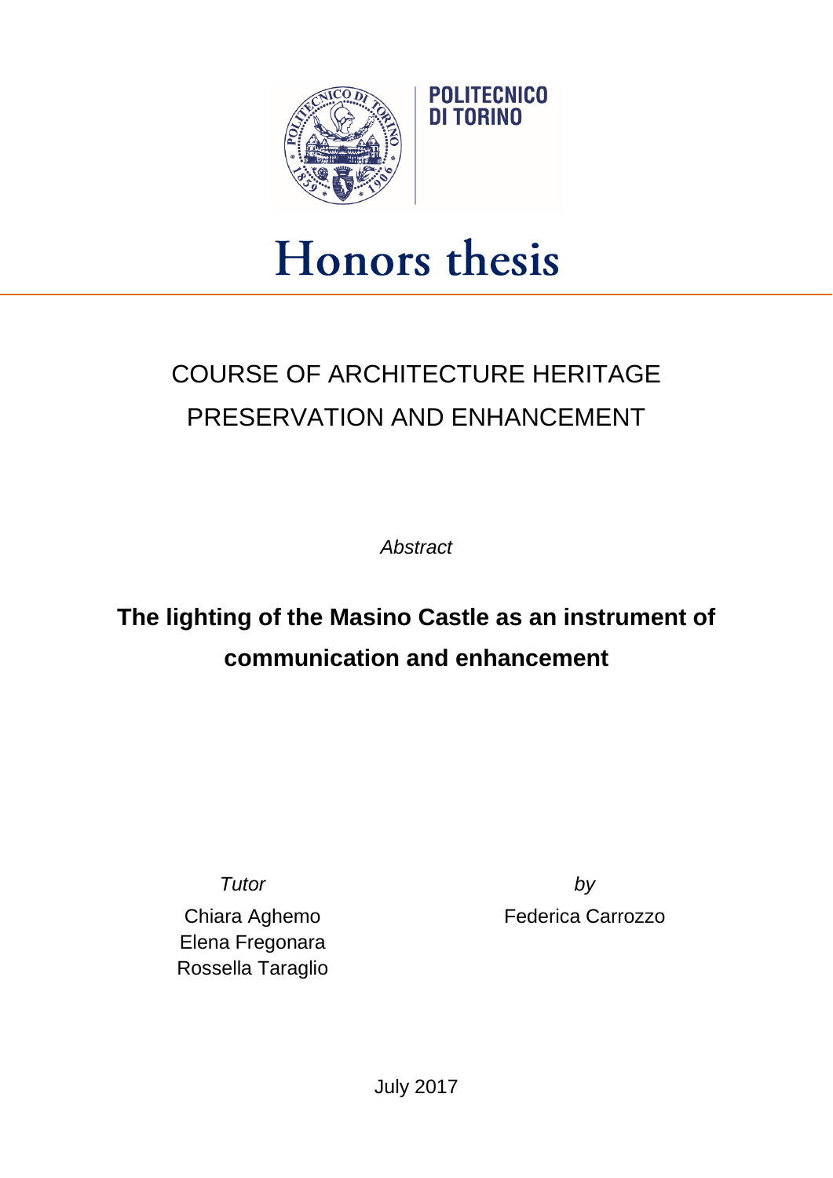POLITECNICO DI TORINO

# Honors thesis

## COURSE OF ARCHITECTURE HERITAGE PRESERVATION AND ENHANCEMENT

*Abstract*

**The lighting of the Masino Castle as an instrument of communication and enhancement**

*Tutor*

Chiara Aghemo
Elena Fregonara
Rossella Taraglio

*by*

Federica Carrozzo

July 2017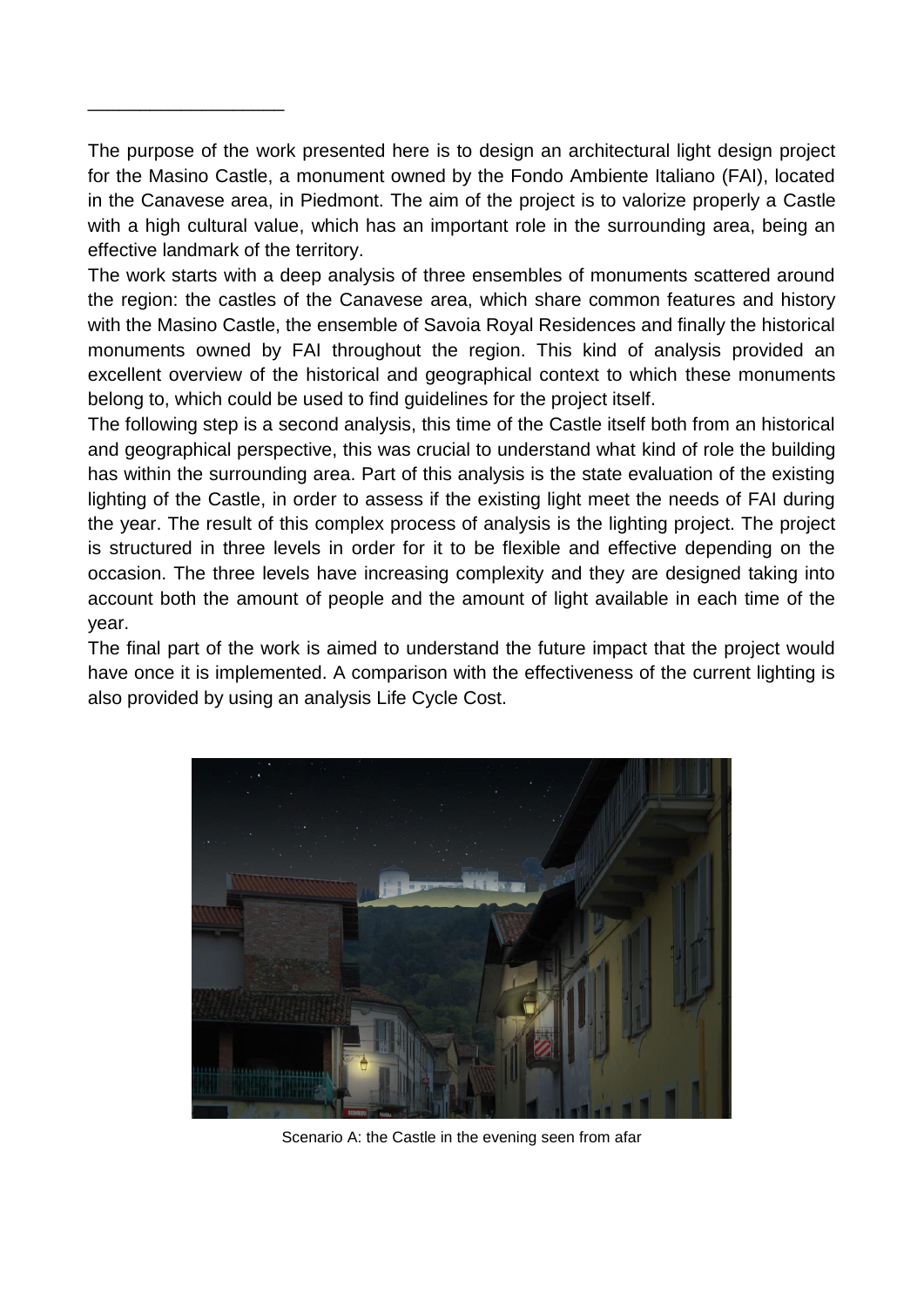The purpose of the work presented here is to design an architectural light design project for the Masino Castle, a monument owned by the Fondo Ambiente Italiano (FAI), located in the Canavese area, in Piedmont. The aim of the project is to valorize properly a Castle with a high cultural value, which has an important role in the surrounding area, being an effective landmark of the territory.

The work starts with a deep analysis of three ensembles of monuments scattered around the region: the castles of the Canavese area, which share common features and history with the Masino Castle, the ensemble of Savoia Royal Residences and finally the historical monuments owned by FAI throughout the region. This kind of analysis provided an excellent overview of the historical and geographical context to which these monuments belong to, which could be used to find guidelines for the project itself.

The following step is a second analysis, this time of the Castle itself both from an historical and geographical perspective, this was crucial to understand what kind of role the building has within the surrounding area. Part of this analysis is the state evaluation of the existing lighting of the Castle, in order to assess if the existing light meet the needs of FAI during the year. The result of this complex process of analysis is the lighting project. The project is structured in three levels in order for it to be flexible and effective depending on the occasion. The three levels have increasing complexity and they are designed taking into account both the amount of people and the amount of light available in each time of the year.

The final part of the work is aimed to understand the future impact that the project would have once it is implemented. A comparison with the effectiveness of the current lighting is also provided by using an analysis Life Cycle Cost.

Scenario A: the Castle in the evening seen from afar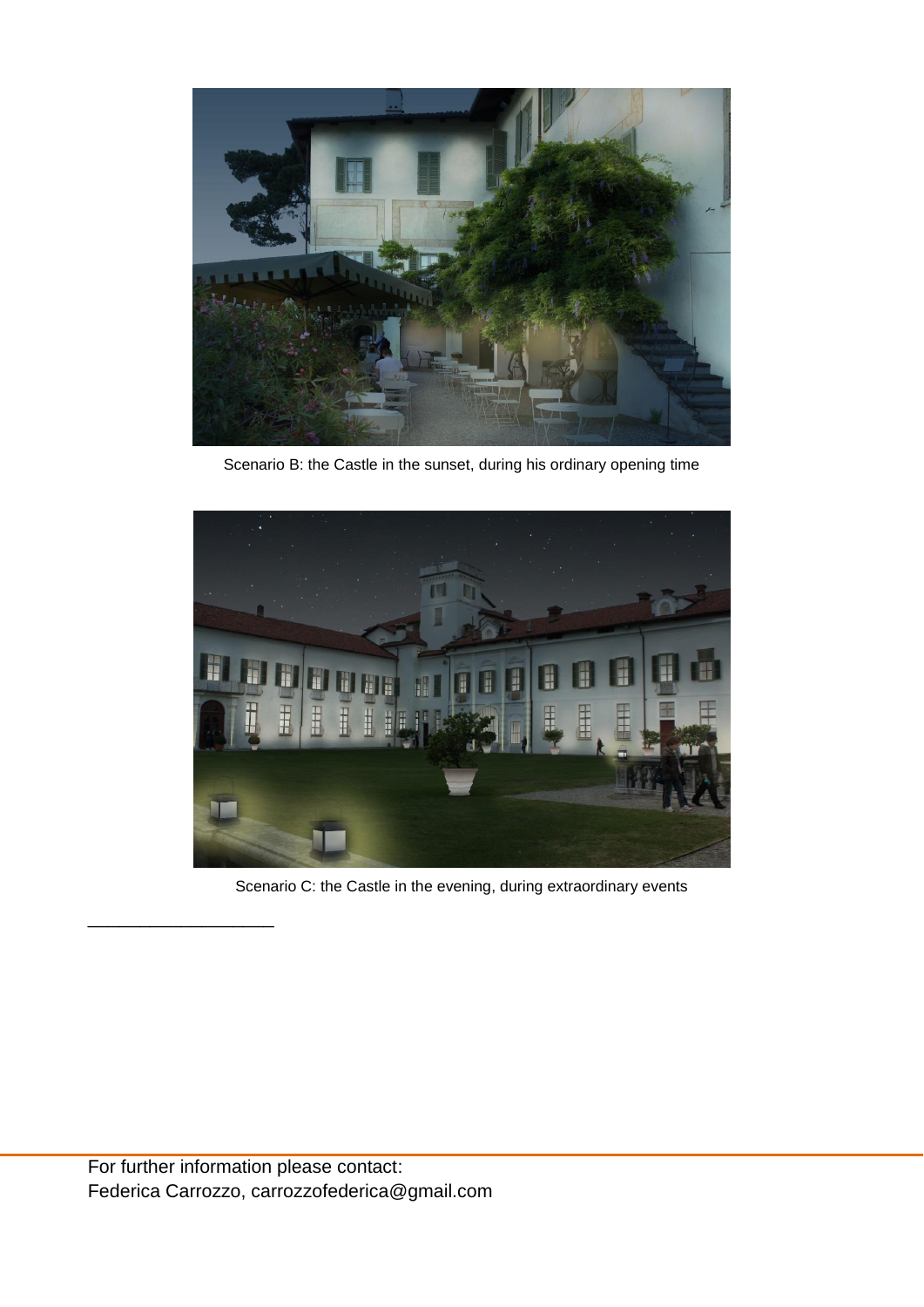Scenario B: the Castle in the sunset, during his ordinary opening time

Scenario C: the Castle in the evening, during extraordinary events

___________________

For further information please contact:
Federica Carrozzo, carrozzofederica@gmail.com